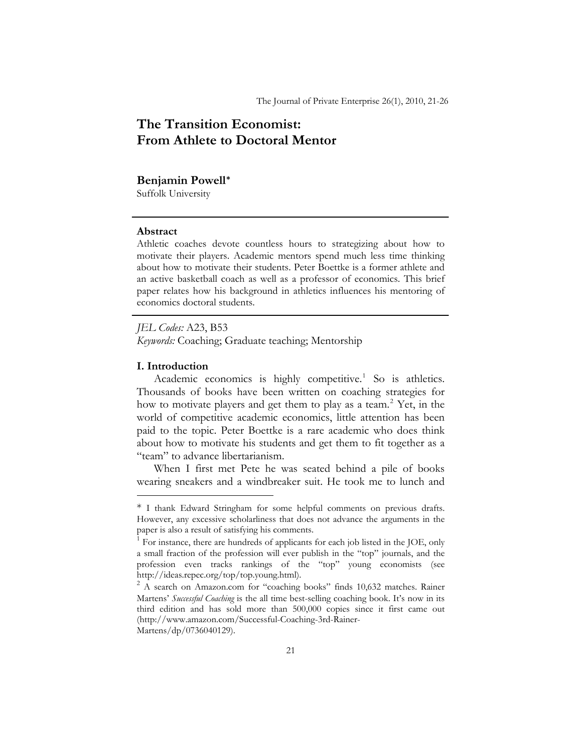# The Transition Economist: From Athlete to Doctoral Mentor

**Benjamin Powell***

Suffolk University

---

**Abstract**

Athletic coaches devote countless hours to strategizing about how to motivate their players. Academic mentors spend much less time thinking about how to motivate their students. Peter Boettke is a former athlete and an active basketball coach as well as a professor of economics. This brief paper relates how his background in athletics influences his mentoring of economics doctoral students.

---

*JEL Codes:* A23, B53

*Keywords:* Coaching; Graduate teaching; Mentorship

## I. Introduction

Academic economics is highly competitive.[1] So is athletics. Thousands of books have been written on coaching strategies for how to motivate players and get them to play as a team.[2] Yet, in the world of competitive academic economics, little attention has been paid to the topic. Peter Boettke is a rare academic who does think about how to motivate his students and get them to fit together as a "team" to advance libertarianism.

When I first met Pete he was seated behind a pile of books wearing sneakers and a windbreaker suit. He took me to lunch and

---

* I thank Edward Stringham for some helpful comments on previous drafts. However, any excessive scholarliness that does not advance the arguments in the paper is also a result of satisfying his comments.

[1] For instance, there are hundreds of applicants for each job listed in the JOE, only a small fraction of the profession will ever publish in the "top" journals, and the profession even tracks rankings of the "top" young economists (see http://ideas.repec.org/top/top.young.html).

[2] A search on Amazon.com for "coaching books" finds 10,632 matches. Rainer Martens' *Successful Coaching* is the all time best-selling coaching book. It's now in its third edition and has sold more than 500,000 copies since it first came out (http://www.amazon.com/Successful-Coaching-3rd-Rainer-Martens/dp/0736040129).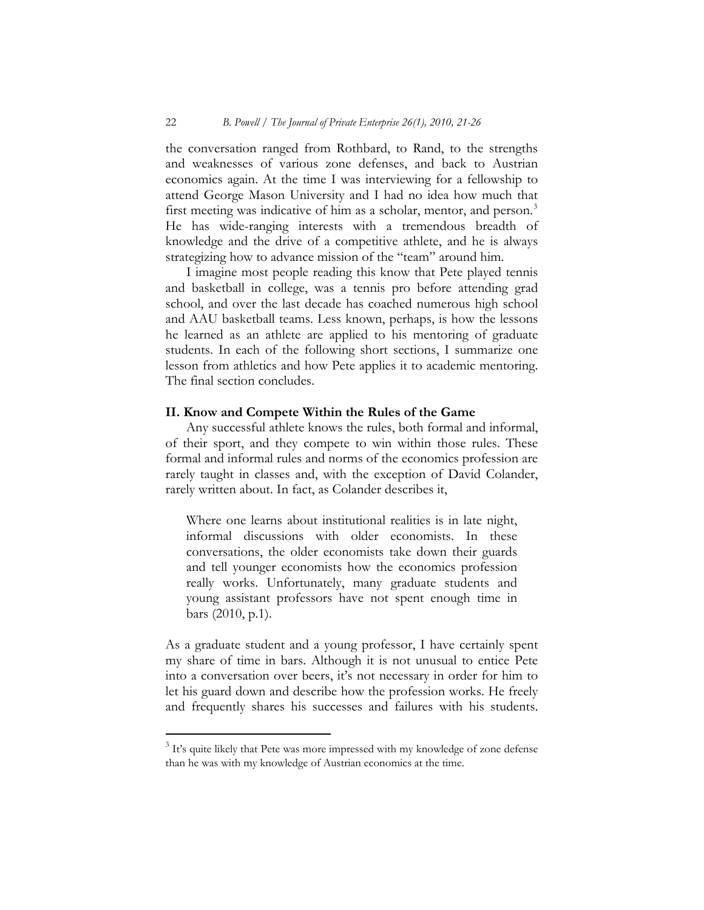the conversation ranged from Rothbard, to Rand, to the strengths and weaknesses of various zone defenses, and back to Austrian economics again. At the time I was interviewing for a fellowship to attend George Mason University and I had no idea how much that first meeting was indicative of him as a scholar, mentor, and person.[3] He has wide-ranging interests with a tremendous breadth of knowledge and the drive of a competitive athlete, and he is always strategizing how to advance mission of the "team" around him.

I imagine most people reading this know that Pete played tennis and basketball in college, was a tennis pro before attending grad school, and over the last decade has coached numerous high school and AAU basketball teams. Less known, perhaps, is how the lessons he learned as an athlete are applied to his mentoring of graduate students. In each of the following short sections, I summarize one lesson from athletics and how Pete applies it to academic mentoring. The final section concludes.

## II. Know and Compete Within the Rules of the Game

Any successful athlete knows the rules, both formal and informal, of their sport, and they compete to win within those rules. These formal and informal rules and norms of the economics profession are rarely taught in classes and, with the exception of David Colander, rarely written about. In fact, as Colander describes it,

> Where one learns about institutional realities is in late night, informal discussions with older economists. In these conversations, the older economists take down their guards and tell younger economists how the economics profession really works. Unfortunately, many graduate students and young assistant professors have not spent enough time in bars (2010, p.1).

As a graduate student and a young professor, I have certainly spent my share of time in bars. Although it is not unusual to entice Pete into a conversation over beers, it's not necessary in order for him to let his guard down and describe how the profession works. He freely and frequently shares his successes and failures with his students.

[3] It's quite likely that Pete was more impressed with my knowledge of zone defense than he was with my knowledge of Austrian economics at the time.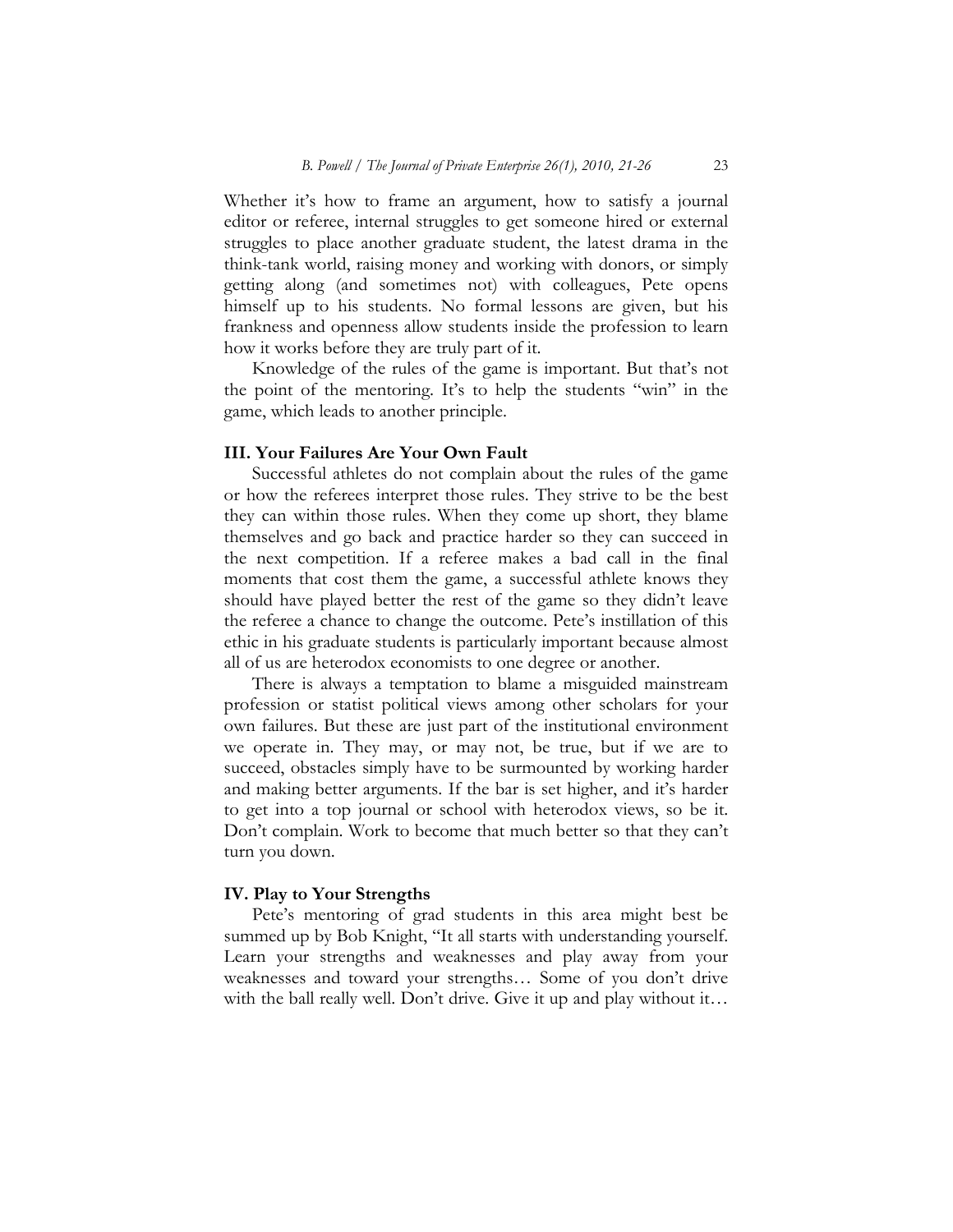Whether it's how to frame an argument, how to satisfy a journal editor or referee, internal struggles to get someone hired or external struggles to place another graduate student, the latest drama in the think-tank world, raising money and working with donors, or simply getting along (and sometimes not) with colleagues, Pete opens himself up to his students. No formal lessons are given, but his frankness and openness allow students inside the profession to learn how it works before they are truly part of it.

Knowledge of the rules of the game is important. But that's not the point of the mentoring. It's to help the students "win" in the game, which leads to another principle.

### III. Your Failures Are Your Own Fault

Successful athletes do not complain about the rules of the game or how the referees interpret those rules. They strive to be the best they can within those rules. When they come up short, they blame themselves and go back and practice harder so they can succeed in the next competition. If a referee makes a bad call in the final moments that cost them the game, a successful athlete knows they should have played better the rest of the game so they didn't leave the referee a chance to change the outcome. Pete's instillation of this ethic in his graduate students is particularly important because almost all of us are heterodox economists to one degree or another.

There is always a temptation to blame a misguided mainstream profession or statist political views among other scholars for your own failures. But these are just part of the institutional environment we operate in. They may, or may not, be true, but if we are to succeed, obstacles simply have to be surmounted by working harder and making better arguments. If the bar is set higher, and it's harder to get into a top journal or school with heterodox views, so be it. Don't complain. Work to become that much better so that they can't turn you down.

### IV. Play to Your Strengths

Pete's mentoring of grad students in this area might best be summed up by Bob Knight, "It all starts with understanding yourself. Learn your strengths and weaknesses and play away from your weaknesses and toward your strengths… Some of you don't drive with the ball really well. Don't drive. Give it up and play without it…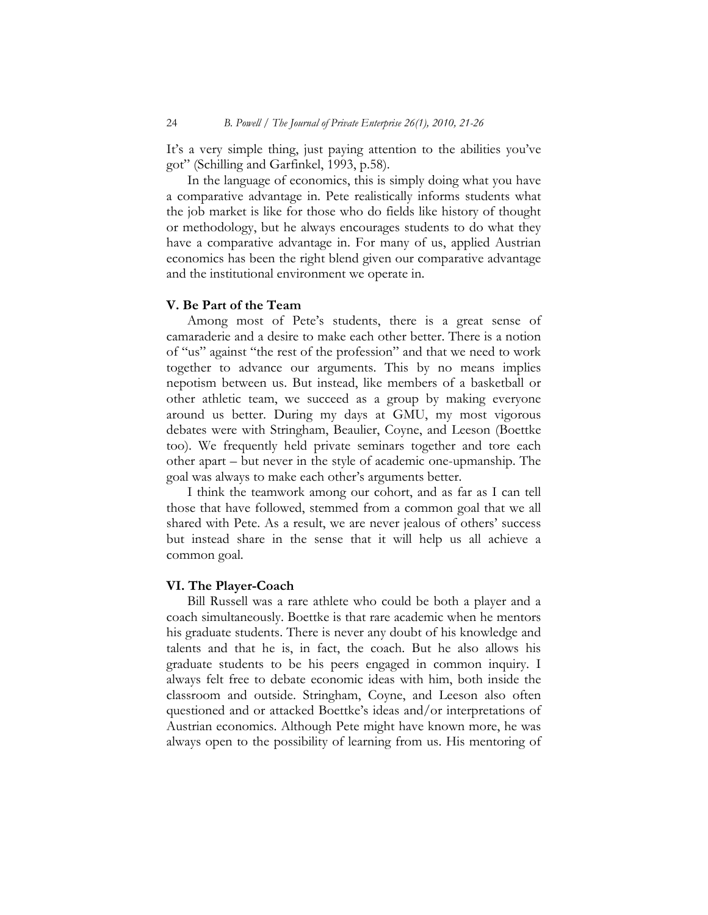It's a very simple thing, just paying attention to the abilities you've got" (Schilling and Garfinkel, 1993, p.58).

In the language of economics, this is simply doing what you have a comparative advantage in. Pete realistically informs students what the job market is like for those who do fields like history of thought or methodology, but he always encourages students to do what they have a comparative advantage in. For many of us, applied Austrian economics has been the right blend given our comparative advantage and the institutional environment we operate in.

## V. Be Part of the Team

Among most of Pete's students, there is a great sense of camaraderie and a desire to make each other better. There is a notion of "us" against "the rest of the profession" and that we need to work together to advance our arguments. This by no means implies nepotism between us. But instead, like members of a basketball or other athletic team, we succeed as a group by making everyone around us better. During my days at GMU, my most vigorous debates were with Stringham, Beaulier, Coyne, and Leeson (Boettke too). We frequently held private seminars together and tore each other apart – but never in the style of academic one-upmanship. The goal was always to make each other's arguments better.

I think the teamwork among our cohort, and as far as I can tell those that have followed, stemmed from a common goal that we all shared with Pete. As a result, we are never jealous of others' success but instead share in the sense that it will help us all achieve a common goal.

## VI. The Player-Coach

Bill Russell was a rare athlete who could be both a player and a coach simultaneously. Boettke is that rare academic when he mentors his graduate students. There is never any doubt of his knowledge and talents and that he is, in fact, the coach. But he also allows his graduate students to be his peers engaged in common inquiry. I always felt free to debate economic ideas with him, both inside the classroom and outside. Stringham, Coyne, and Leeson also often questioned and or attacked Boettke's ideas and/or interpretations of Austrian economics. Although Pete might have known more, he was always open to the possibility of learning from us. His mentoring of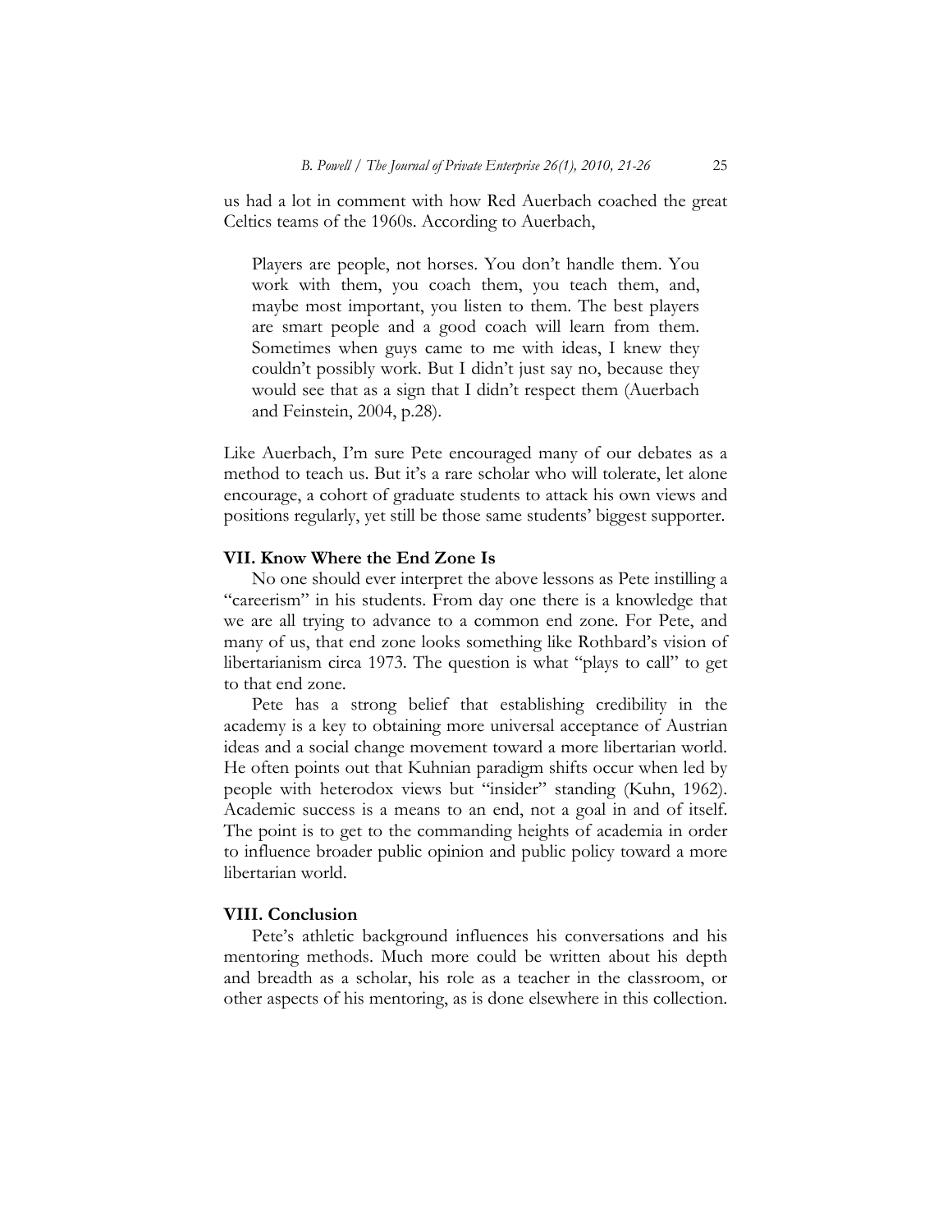us had a lot in comment with how Red Auerbach coached the great Celtics teams of the 1960s. According to Auerbach,

> Players are people, not horses. You don't handle them. You work with them, you coach them, you teach them, and, maybe most important, you listen to them. The best players are smart people and a good coach will learn from them. Sometimes when guys came to me with ideas, I knew they couldn't possibly work. But I didn't just say no, because they would see that as a sign that I didn't respect them (Auerbach and Feinstein, 2004, p.28).

Like Auerbach, I'm sure Pete encouraged many of our debates as a method to teach us. But it's a rare scholar who will tolerate, let alone encourage, a cohort of graduate students to attack his own views and positions regularly, yet still be those same students' biggest supporter.

## VII. Know Where the End Zone Is

No one should ever interpret the above lessons as Pete instilling a "careerism" in his students. From day one there is a knowledge that we are all trying to advance to a common end zone. For Pete, and many of us, that end zone looks something like Rothbard's vision of libertarianism circa 1973. The question is what "plays to call" to get to that end zone.

Pete has a strong belief that establishing credibility in the academy is a key to obtaining more universal acceptance of Austrian ideas and a social change movement toward a more libertarian world. He often points out that Kuhnian paradigm shifts occur when led by people with heterodox views but "insider" standing (Kuhn, 1962). Academic success is a means to an end, not a goal in and of itself. The point is to get to the commanding heights of academia in order to influence broader public opinion and public policy toward a more libertarian world.

## VIII. Conclusion

Pete's athletic background influences his conversations and his mentoring methods. Much more could be written about his depth and breadth as a scholar, his role as a teacher in the classroom, or other aspects of his mentoring, as is done elsewhere in this collection.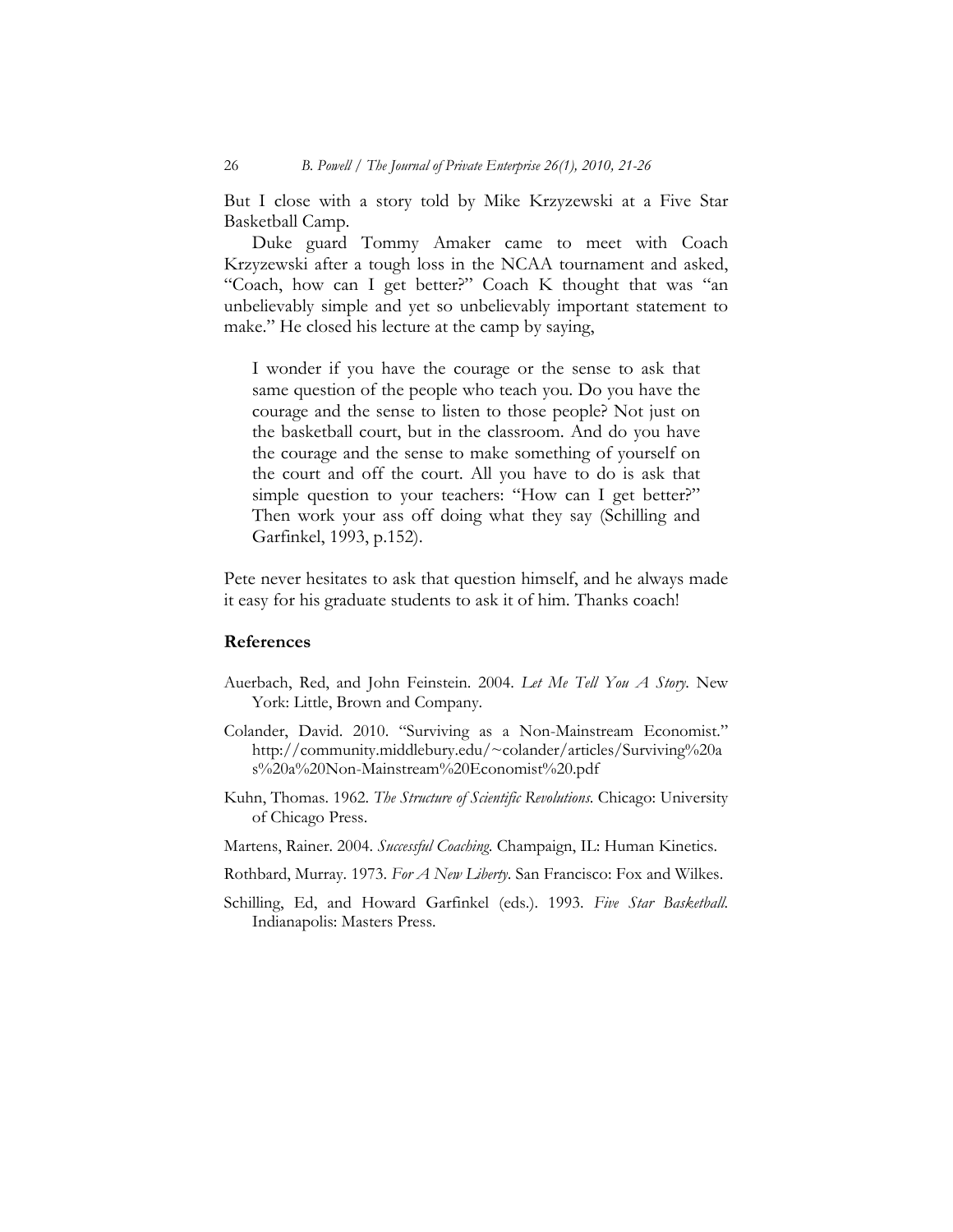But I close with a story told by Mike Krzyzewski at a Five Star Basketball Camp.

Duke guard Tommy Amaker came to meet with Coach Krzyzewski after a tough loss in the NCAA tournament and asked, "Coach, how can I get better?" Coach K thought that was "an unbelievably simple and yet so unbelievably important statement to make." He closed his lecture at the camp by saying,

> I wonder if you have the courage or the sense to ask that same question of the people who teach you. Do you have the courage and the sense to listen to those people? Not just on the basketball court, but in the classroom. And do you have the courage and the sense to make something of yourself on the court and off the court. All you have to do is ask that simple question to your teachers: "How can I get better?" Then work your ass off doing what they say (Schilling and Garfinkel, 1993, p.152).

Pete never hesitates to ask that question himself, and he always made it easy for his graduate students to ask it of him. Thanks coach!

## References

Auerbach, Red, and John Feinstein. 2004. *Let Me Tell You A Story*. New York: Little, Brown and Company.

Colander, David. 2010. "Surviving as a Non-Mainstream Economist." http://community.middlebury.edu/~colander/articles/Surviving%20as%20a%20Non-Mainstream%20Economist%20.pdf

Kuhn, Thomas. 1962. *The Structure of Scientific Revolutions*. Chicago: University of Chicago Press.

Martens, Rainer. 2004. *Successful Coaching*. Champaign, IL: Human Kinetics.

Rothbard, Murray. 1973. *For A New Liberty*. San Francisco: Fox and Wilkes.

Schilling, Ed, and Howard Garfinkel (eds.). 1993. *Five Star Basketball*. Indianapolis: Masters Press.